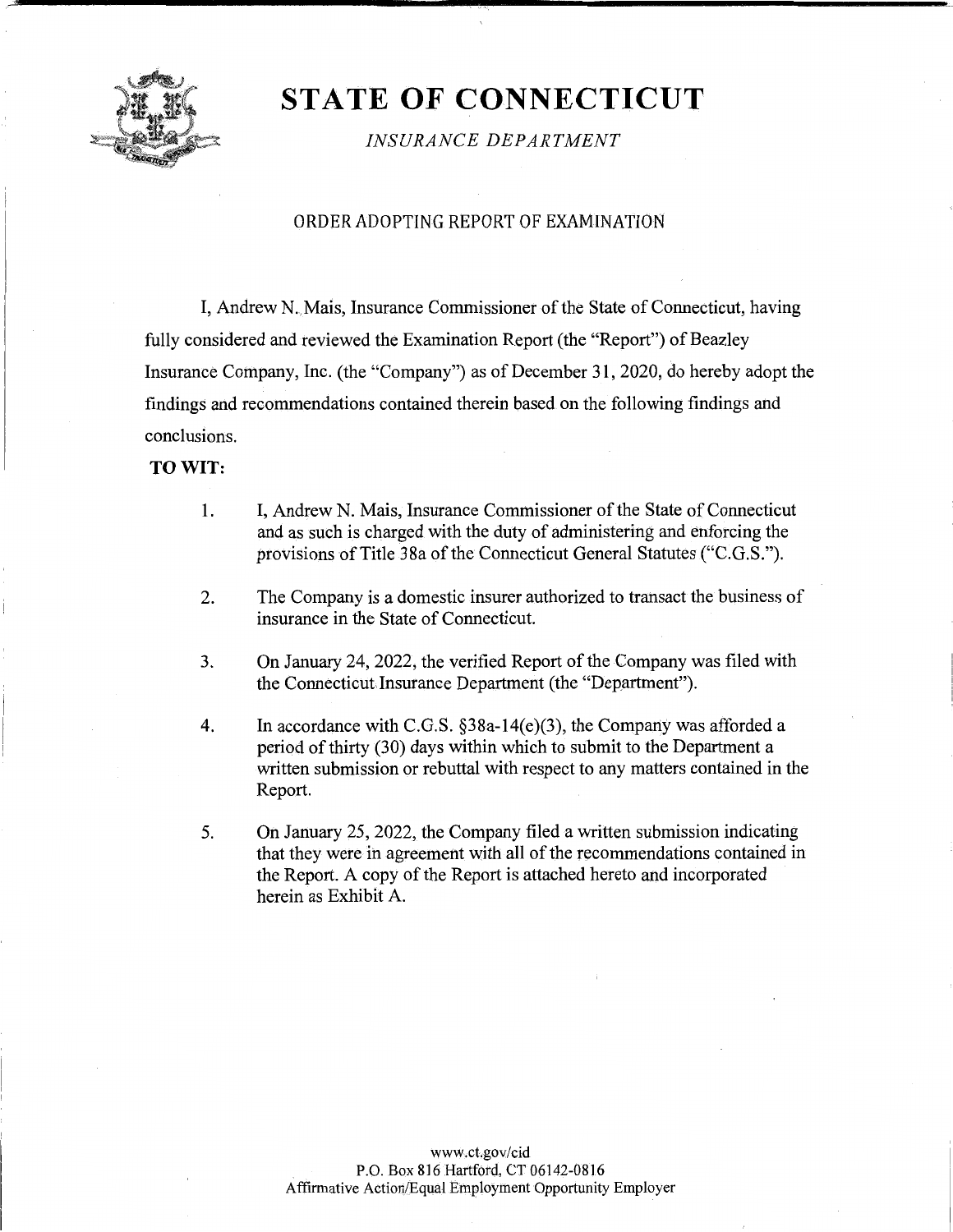# STATE OF CONNECTICUT

*INSURANCE DEPARTMENT*

## ORDER ADOPTING REPORT OF EXAMINATION

I, Andrew N. Mais, Insurance Commissioner of the State of Connecticut, having fully considered and reviewed the Examination Report (the "Report") of Beazley Insurance Company, Inc. (the "Company") as of December 31, 2020, do hereby adopt the findings and recommendations contained therein based on the following findings and conclusions.

**TO WIT:**

1. I, Andrew N. Mais, Insurance Commissioner of the State of Connecticut and as such is charged with the duty of administering and enforcing the provisions of Title 38a of the Connecticut General Statutes ("C.G.S.").

2. The Company is a domestic insurer authorized to transact the business of insurance in the State of Connecticut.

3. On January 24, 2022, the verified Report of the Company was filed with the Connecticut Insurance Department (the "Department").

4. In accordance with C.G.S. §38a-14(e)(3), the Company was afforded a period of thirty (30) days within which to submit to the Department a written submission or rebuttal with respect to any matters contained in the Report.

5. On January 25, 2022, the Company filed a written submission indicating that they were in agreement with all of the recommendations contained in the Report. A copy of the Report is attached hereto and incorporated herein as Exhibit A.

www.ct.gov/cid
P.O. Box 816 Hartford, CT 06142-0816
Affirmative Action/Equal Employment Opportunity Employer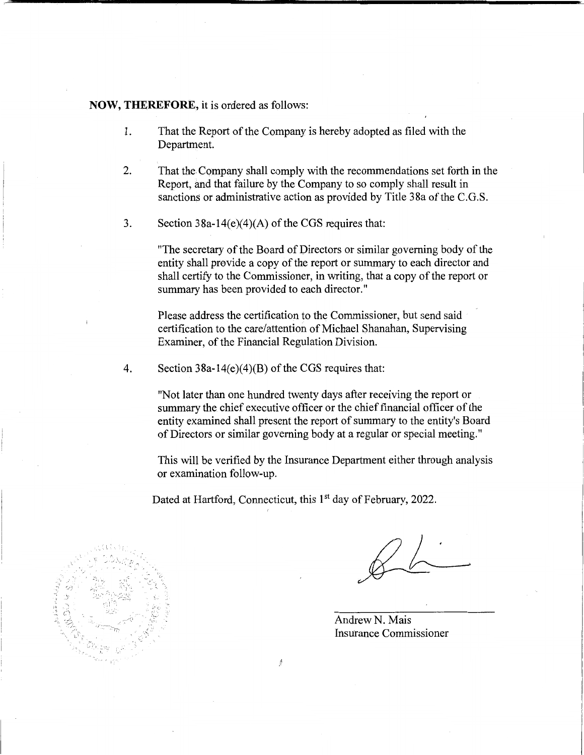**NOW, THEREFORE,** it is ordered as follows:

1. That the Report of the Company is hereby adopted as filed with the Department.

2. That the Company shall comply with the recommendations set forth in the Report, and that failure by the Company to so comply shall result in sanctions or administrative action as provided by Title 38a of the C.G.S.

3. Section 38a-14(e)(4)(A) of the CGS requires that:

   "The secretary of the Board of Directors or similar governing body of the entity shall provide a copy of the report or summary to each director and shall certify to the Commissioner, in writing, that a copy of the report or summary has been provided to each director."

   Please address the certification to the Commissioner, but send said certification to the care/attention of Michael Shanahan, Supervising Examiner, of the Financial Regulation Division.

4. Section 38a-14(e)(4)(B) of the CGS requires that:

   "Not later than one hundred twenty days after receiving the report or summary the chief executive officer or the chief financial officer of the entity examined shall present the report of summary to the entity's Board of Directors or similar governing body at a regular or special meeting."

   This will be verified by the Insurance Department either through analysis or examination follow-up.

Dated at Hartford, Connecticut, this 1st day of February, 2022.

Andrew N. Mais
Insurance Commissioner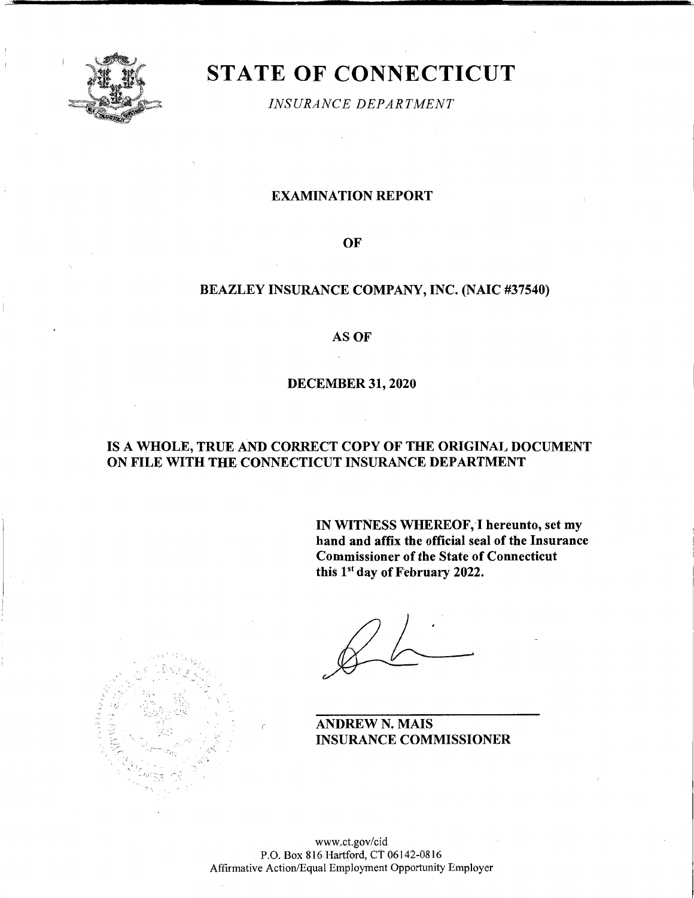# STATE OF CONNECTICUT

*INSURANCE DEPARTMENT*

**EXAMINATION REPORT**

**OF**

**BEAZLEY INSURANCE COMPANY, INC. (NAIC #37540)**

**AS OF**

**DECEMBER 31, 2020**

**IS A WHOLE, TRUE AND CORRECT COPY OF THE ORIGINAL DOCUMENT ON FILE WITH THE CONNECTICUT INSURANCE DEPARTMENT**

**IN WITNESS WHEREOF, I hereunto, set my hand and affix the official seal of the Insurance Commissioner of the State of Connecticut this 1st day of February 2022.**

**ANDREW N. MAIS**
**INSURANCE COMMISSIONER**

www.ct.gov/cid
P.O. Box 816 Hartford, CT 06142-0816
Affirmative Action/Equal Employment Opportunity Employer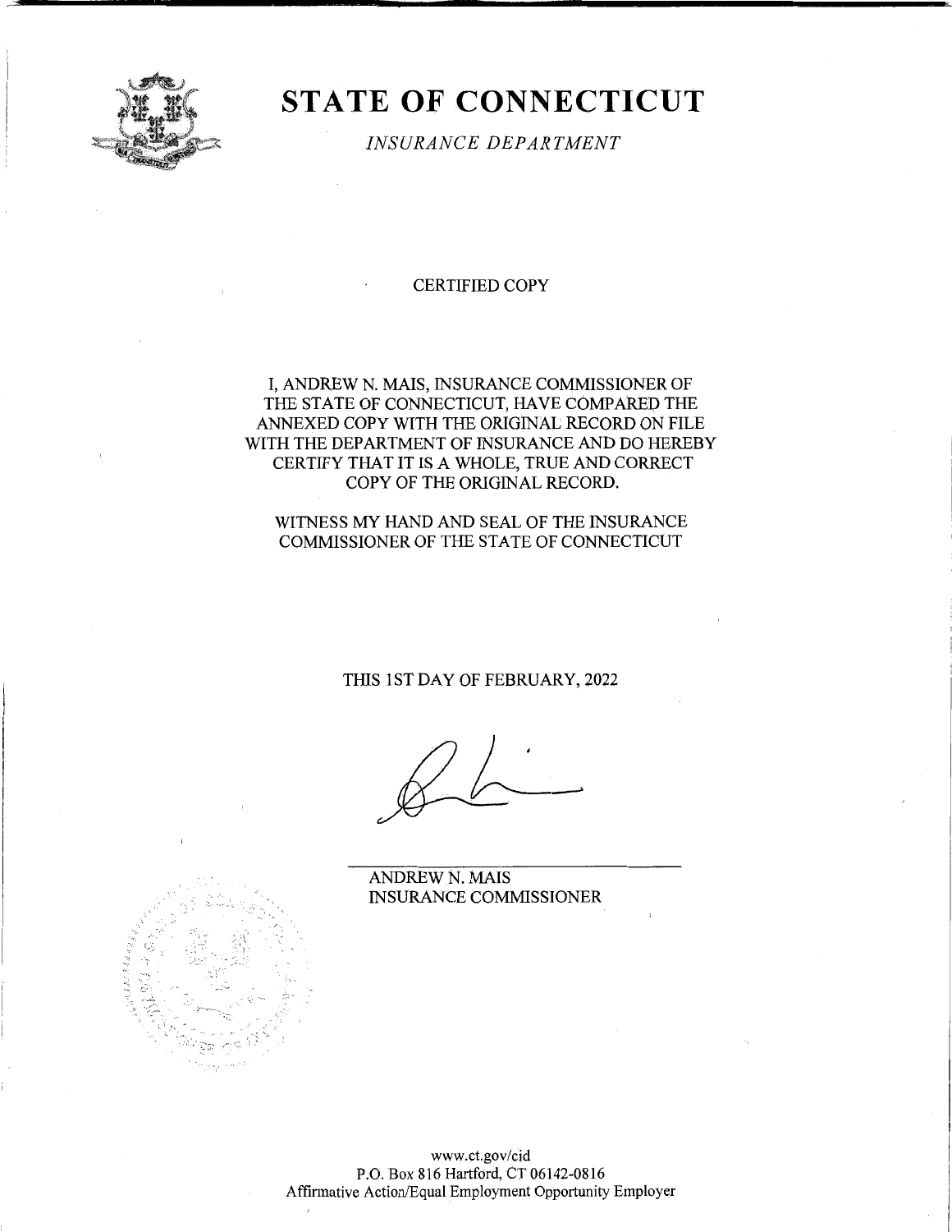# STATE OF CONNECTICUT

*INSURANCE DEPARTMENT*

CERTIFIED COPY

I, ANDREW N. MAIS, INSURANCE COMMISSIONER OF THE STATE OF CONNECTICUT, HAVE COMPARED THE ANNEXED COPY WITH THE ORIGINAL RECORD ON FILE WITH THE DEPARTMENT OF INSURANCE AND DO HEREBY CERTIFY THAT IT IS A WHOLE, TRUE AND CORRECT COPY OF THE ORIGINAL RECORD.

WITNESS MY HAND AND SEAL OF THE INSURANCE COMMISSIONER OF THE STATE OF CONNECTICUT

THIS 1ST DAY OF FEBRUARY, 2022

ANDREW N. MAIS
INSURANCE COMMISSIONER

www.ct.gov/cid
P.O. Box 816 Hartford, CT 06142-0816
Affirmative Action/Equal Employment Opportunity Employer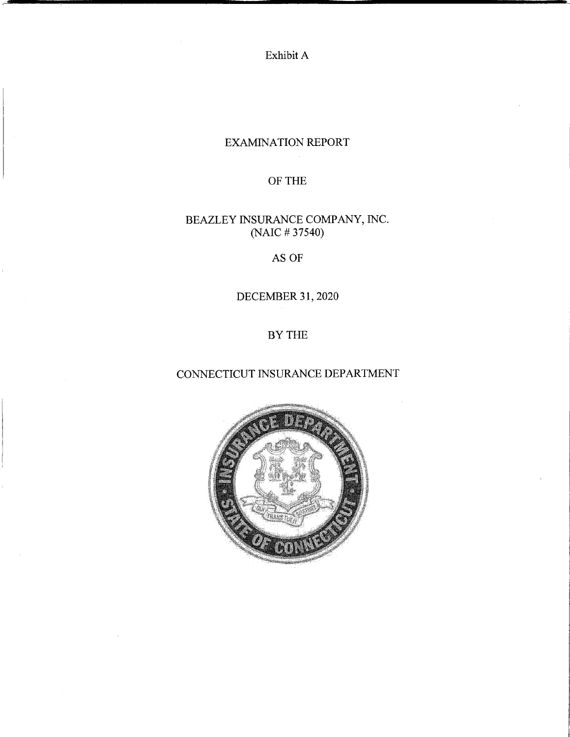Exhibit A

# EXAMINATION REPORT

OF THE

BEAZLEY INSURANCE COMPANY, INC.
(NAIC # 37540)

AS OF

DECEMBER 31, 2020

BY THE

CONNECTICUT INSURANCE DEPARTMENT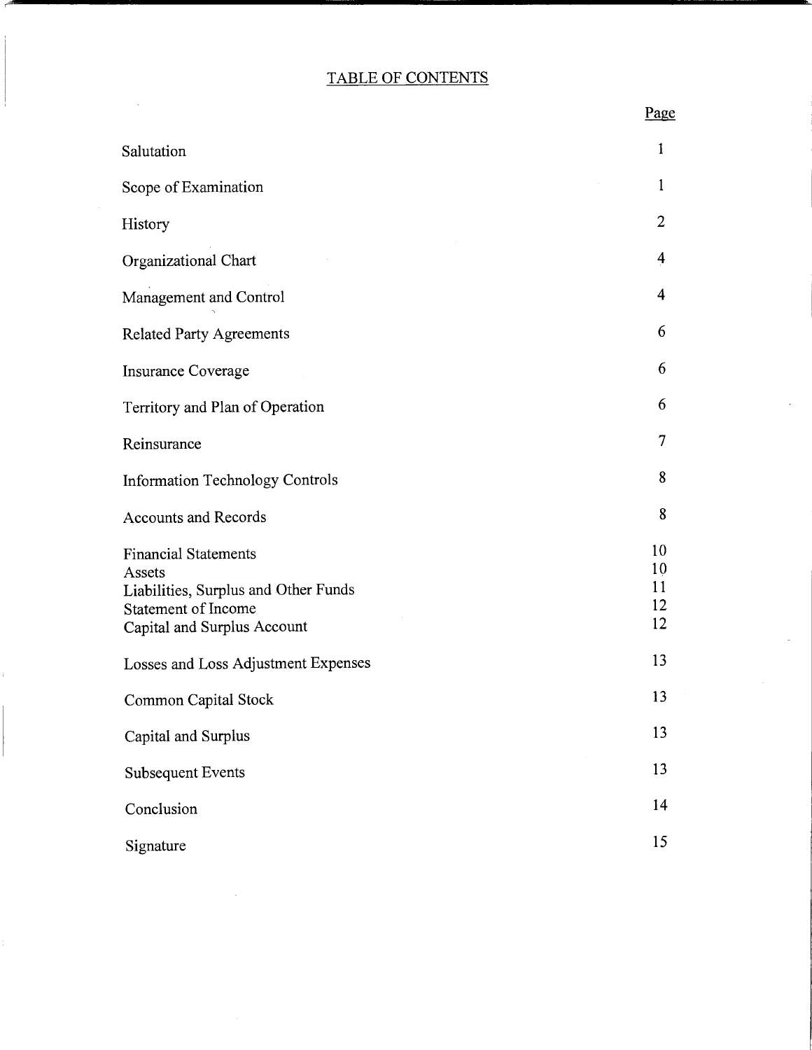# TABLE OF CONTENTS

| | Page |
|---|---|
| Salutation | 1 |
| Scope of Examination | 1 |
| History | 2 |
| Organizational Chart | 4 |
| Management and Control | 4 |
| Related Party Agreements | 6 |
| Insurance Coverage | 6 |
| Territory and Plan of Operation | 6 |
| Reinsurance | 7 |
| Information Technology Controls | 8 |
| Accounts and Records | 8 |
| Financial Statements | 10 |
| Assets | 10 |
| Liabilities, Surplus and Other Funds | 11 |
| Statement of Income | 12 |
| Capital and Surplus Account | 12 |
| Losses and Loss Adjustment Expenses | 13 |
| Common Capital Stock | 13 |
| Capital and Surplus | 13 |
| Subsequent Events | 13 |
| Conclusion | 14 |
| Signature | 15 |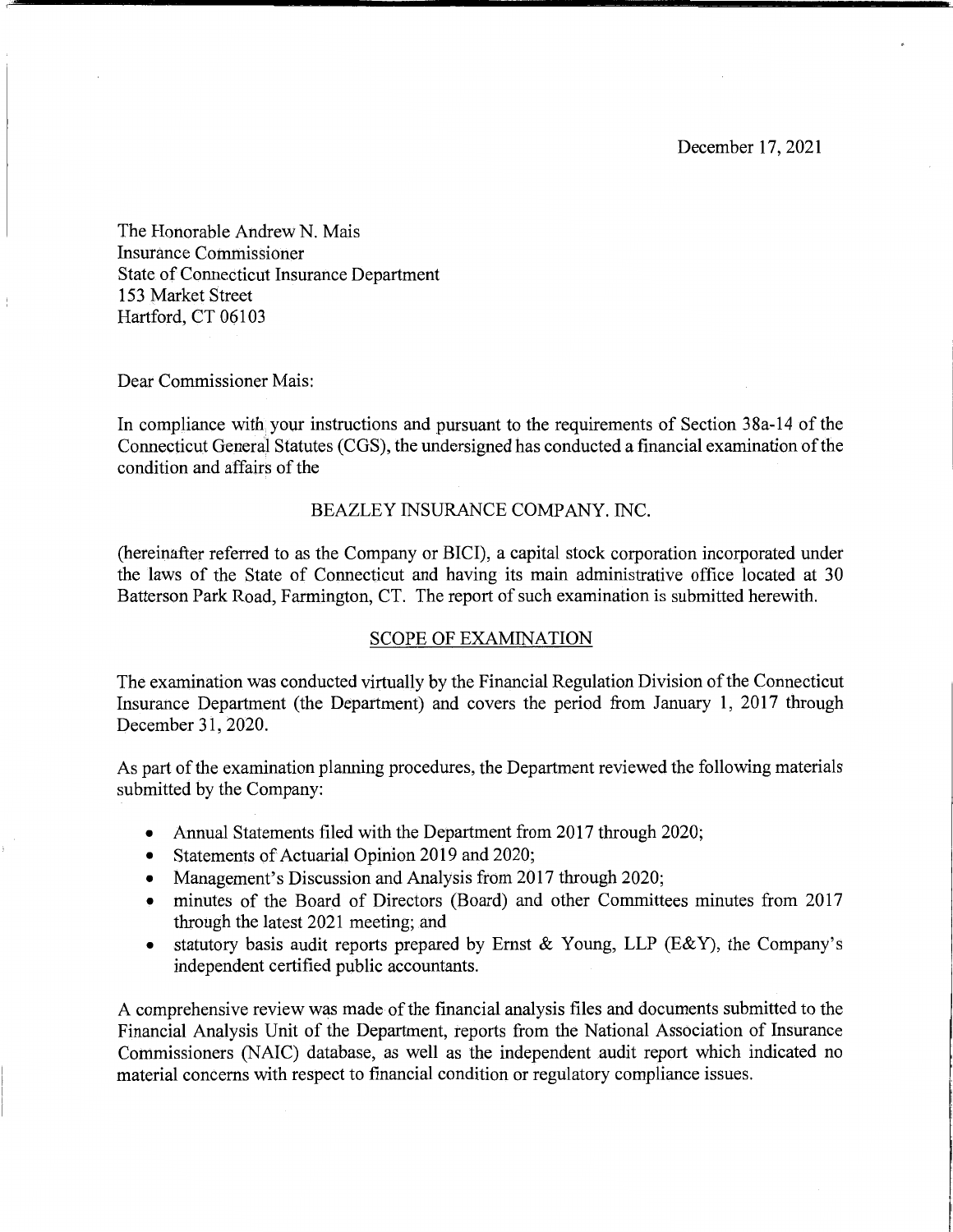December 17, 2021

The Honorable Andrew N. Mais
Insurance Commissioner
State of Connecticut Insurance Department
153 Market Street
Hartford, CT 06103

Dear Commissioner Mais:

In compliance with your instructions and pursuant to the requirements of Section 38a-14 of the Connecticut General Statutes (CGS), the undersigned has conducted a financial examination of the condition and affairs of the

BEAZLEY INSURANCE COMPANY. INC.

(hereinafter referred to as the Company or BICI), a capital stock corporation incorporated under the laws of the State of Connecticut and having its main administrative office located at 30 Batterson Park Road, Farmington, CT. The report of such examination is submitted herewith.

## SCOPE OF EXAMINATION

The examination was conducted virtually by the Financial Regulation Division of the Connecticut Insurance Department (the Department) and covers the period from January 1, 2017 through December 31, 2020.

As part of the examination planning procedures, the Department reviewed the following materials submitted by the Company:

- Annual Statements filed with the Department from 2017 through 2020;
- Statements of Actuarial Opinion 2019 and 2020;
- Management's Discussion and Analysis from 2017 through 2020;
- minutes of the Board of Directors (Board) and other Committees minutes from 2017 through the latest 2021 meeting; and
- statutory basis audit reports prepared by Ernst & Young, LLP (E&Y), the Company's independent certified public accountants.

A comprehensive review was made of the financial analysis files and documents submitted to the Financial Analysis Unit of the Department, reports from the National Association of Insurance Commissioners (NAIC) database, as well as the independent audit report which indicated no material concerns with respect to financial condition or regulatory compliance issues.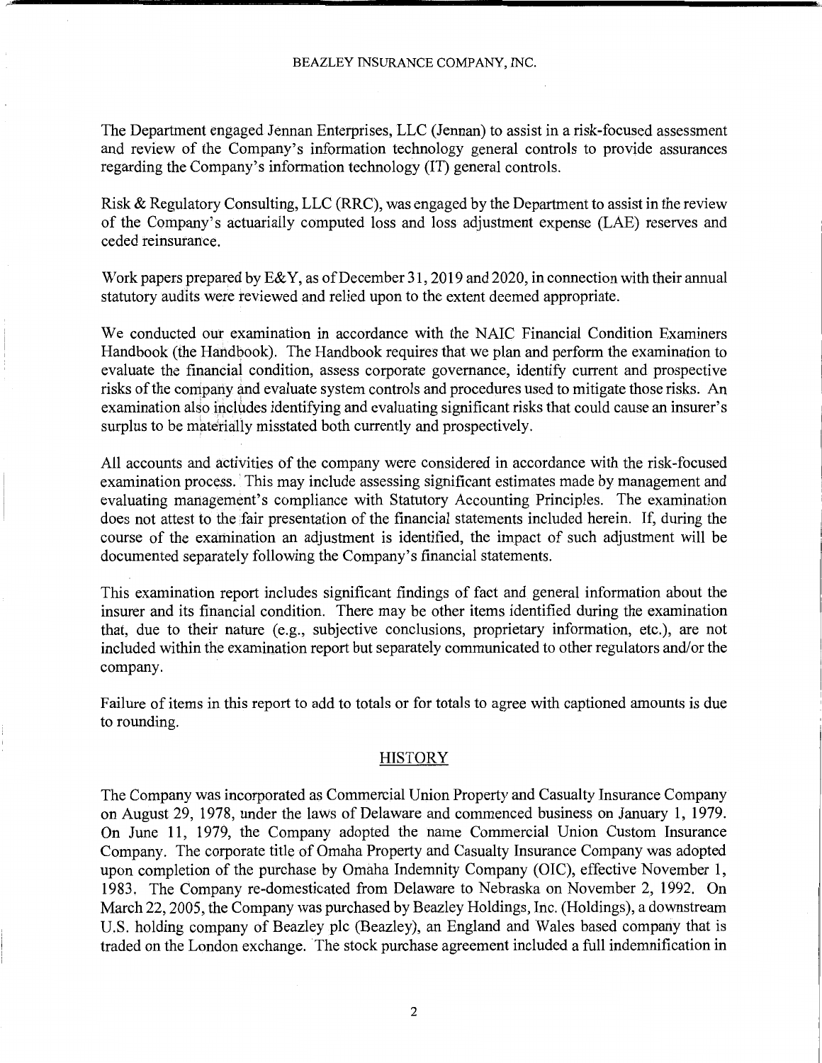The Department engaged Jennan Enterprises, LLC (Jennan) to assist in a risk-focused assessment and review of the Company's information technology general controls to provide assurances regarding the Company's information technology (IT) general controls.

Risk & Regulatory Consulting, LLC (RRC), was engaged by the Department to assist in the review of the Company's actuarially computed loss and loss adjustment expense (LAE) reserves and ceded reinsurance.

Work papers prepared by E&Y, as of December 31, 2019 and 2020, in connection with their annual statutory audits were reviewed and relied upon to the extent deemed appropriate.

We conducted our examination in accordance with the NAIC Financial Condition Examiners Handbook (the Handbook). The Handbook requires that we plan and perform the examination to evaluate the financial condition, assess corporate governance, identify current and prospective risks of the company and evaluate system controls and procedures used to mitigate those risks. An examination also includes identifying and evaluating significant risks that could cause an insurer's surplus to be materially misstated both currently and prospectively.

All accounts and activities of the company were considered in accordance with the risk-focused examination process. This may include assessing significant estimates made by management and evaluating management's compliance with Statutory Accounting Principles. The examination does not attest to the fair presentation of the financial statements included herein. If, during the course of the examination an adjustment is identified, the impact of such adjustment will be documented separately following the Company's financial statements.

This examination report includes significant findings of fact and general information about the insurer and its financial condition. There may be other items identified during the examination that, due to their nature (e.g., subjective conclusions, proprietary information, etc.), are not included within the examination report but separately communicated to other regulators and/or the company.

Failure of items in this report to add to totals or for totals to agree with captioned amounts is due to rounding.

## HISTORY

The Company was incorporated as Commercial Union Property and Casualty Insurance Company on August 29, 1978, under the laws of Delaware and commenced business on January 1, 1979. On June 11, 1979, the Company adopted the name Commercial Union Custom Insurance Company. The corporate title of Omaha Property and Casualty Insurance Company was adopted upon completion of the purchase by Omaha Indemnity Company (OIC), effective November 1, 1983. The Company re-domesticated from Delaware to Nebraska on November 2, 1992. On March 22, 2005, the Company was purchased by Beazley Holdings, Inc. (Holdings), a downstream U.S. holding company of Beazley plc (Beazley), an England and Wales based company that is traded on the London exchange. The stock purchase agreement included a full indemnification in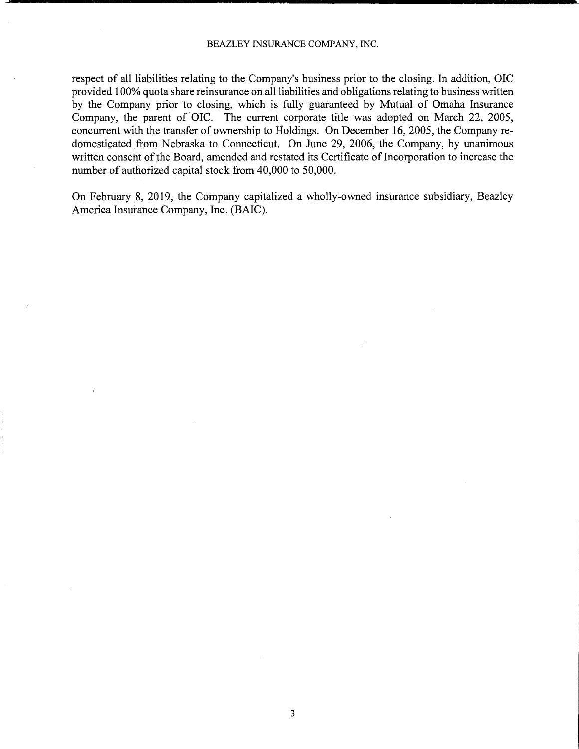respect of all liabilities relating to the Company's business prior to the closing. In addition, OIC provided 100% quota share reinsurance on all liabilities and obligations relating to business written by the Company prior to closing, which is fully guaranteed by Mutual of Omaha Insurance Company, the parent of OIC. The current corporate title was adopted on March 22, 2005, concurrent with the transfer of ownership to Holdings. On December 16, 2005, the Company re-domesticated from Nebraska to Connecticut. On June 29, 2006, the Company, by unanimous written consent of the Board, amended and restated its Certificate of Incorporation to increase the number of authorized capital stock from 40,000 to 50,000.

On February 8, 2019, the Company capitalized a wholly-owned insurance subsidiary, Beazley America Insurance Company, Inc. (BAIC).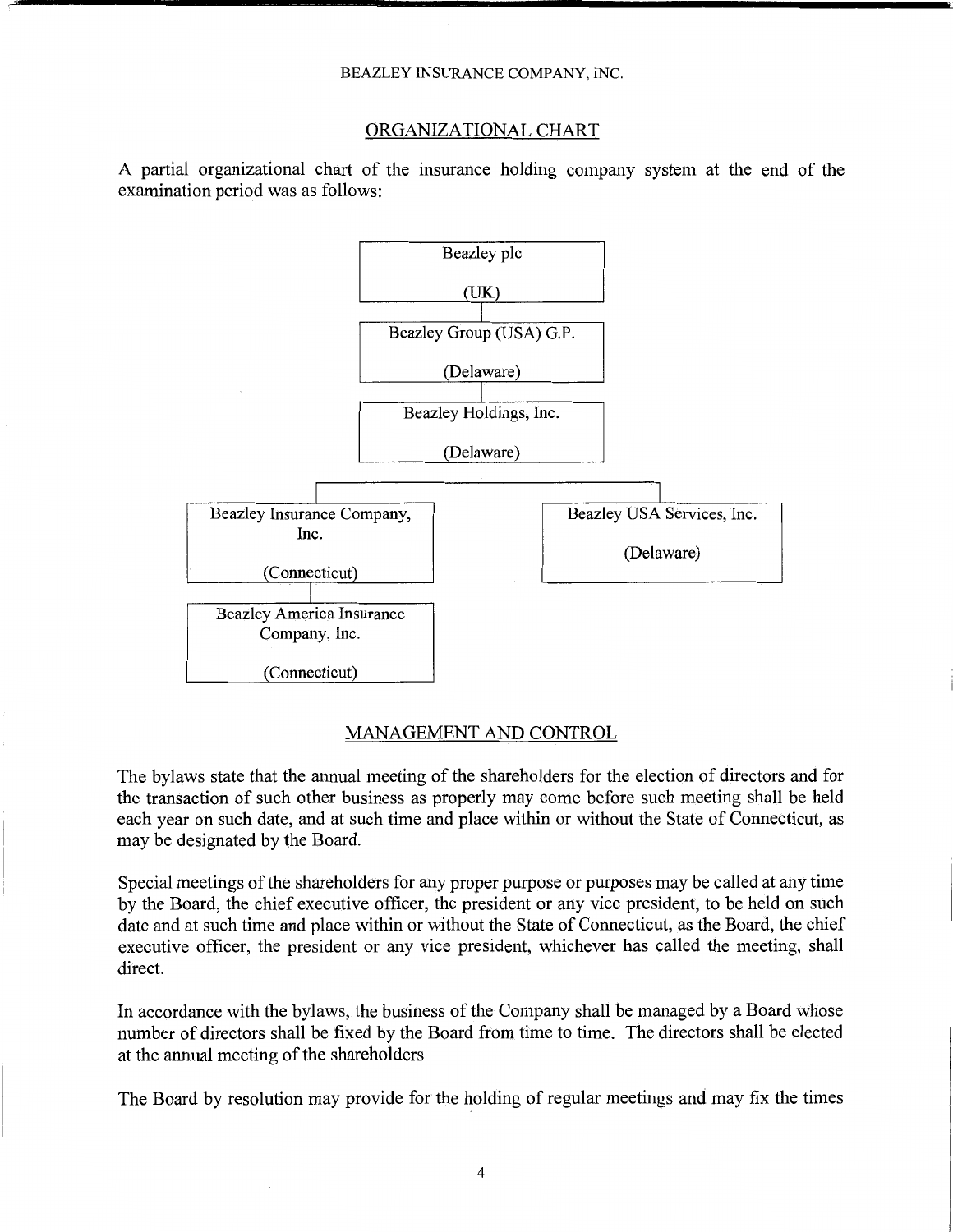## ORGANIZATIONAL CHART

A partial organizational chart of the insurance holding company system at the end of the examination period was as follows:

Beazley plc (UK)

Beazley Group (USA) G.P. (Delaware)

Beazley Holdings, Inc. (Delaware)

Beazley Insurance Company, Inc. (Connecticut)

Beazley USA Services, Inc. (Delaware)

Beazley America Insurance Company, Inc. (Connecticut)

## MANAGEMENT AND CONTROL

The bylaws state that the annual meeting of the shareholders for the election of directors and for the transaction of such other business as properly may come before such meeting shall be held each year on such date, and at such time and place within or without the State of Connecticut, as may be designated by the Board.

Special meetings of the shareholders for any proper purpose or purposes may be called at any time by the Board, the chief executive officer, the president or any vice president, to be held on such date and at such time and place within or without the State of Connecticut, as the Board, the chief executive officer, the president or any vice president, whichever has called the meeting, shall direct.

In accordance with the bylaws, the business of the Company shall be managed by a Board whose number of directors shall be fixed by the Board from time to time. The directors shall be elected at the annual meeting of the shareholders

The Board by resolution may provide for the holding of regular meetings and may fix the times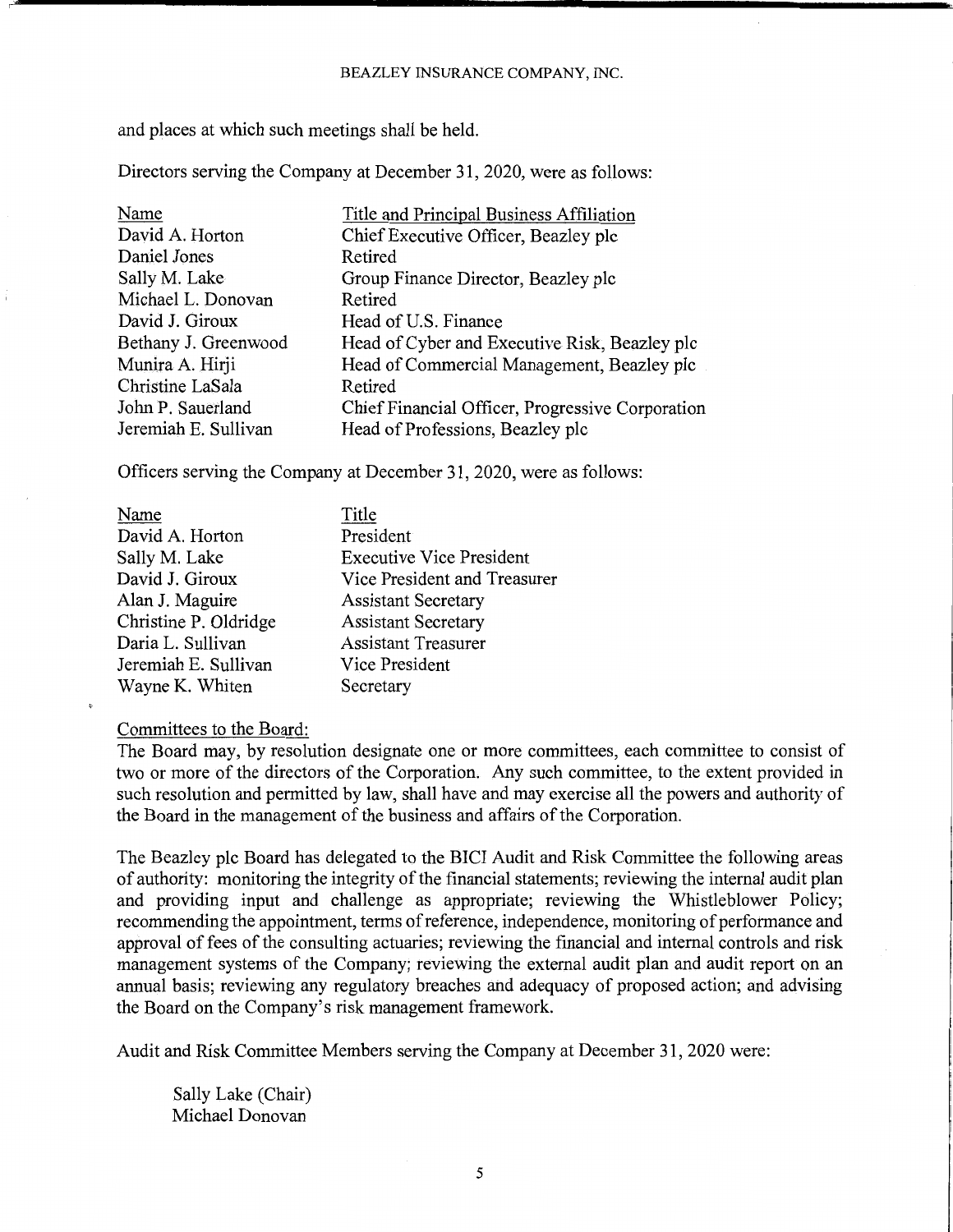and places at which such meetings shall be held.

Directors serving the Company at December 31, 2020, were as follows:

| Name | Title and Principal Business Affiliation |
|---|---|
| David A. Horton | Chief Executive Officer, Beazley plc |
| Daniel Jones | Retired |
| Sally M. Lake | Group Finance Director, Beazley plc |
| Michael L. Donovan | Retired |
| David J. Giroux | Head of U.S. Finance |
| Bethany J. Greenwood | Head of Cyber and Executive Risk, Beazley plc |
| Munira A. Hirji | Head of Commercial Management, Beazley plc |
| Christine LaSala | Retired |
| John P. Sauerland | Chief Financial Officer, Progressive Corporation |
| Jeremiah E. Sullivan | Head of Professions, Beazley plc |

Officers serving the Company at December 31, 2020, were as follows:

| Name | Title |
|---|---|
| David A. Horton | President |
| Sally M. Lake | Executive Vice President |
| David J. Giroux | Vice President and Treasurer |
| Alan J. Maguire | Assistant Secretary |
| Christine P. Oldridge | Assistant Secretary |
| Daria L. Sullivan | Assistant Treasurer |
| Jeremiah E. Sullivan | Vice President |
| Wayne K. Whiten | Secretary |

Committees to the Board:

The Board may, by resolution designate one or more committees, each committee to consist of two or more of the directors of the Corporation. Any such committee, to the extent provided in such resolution and permitted by law, shall have and may exercise all the powers and authority of the Board in the management of the business and affairs of the Corporation.

The Beazley plc Board has delegated to the BICI Audit and Risk Committee the following areas of authority: monitoring the integrity of the financial statements; reviewing the internal audit plan and providing input and challenge as appropriate; reviewing the Whistleblower Policy; recommending the appointment, terms of reference, independence, monitoring of performance and approval of fees of the consulting actuaries; reviewing the financial and internal controls and risk management systems of the Company; reviewing the external audit plan and audit report on an annual basis; reviewing any regulatory breaches and adequacy of proposed action; and advising the Board on the Company's risk management framework.

Audit and Risk Committee Members serving the Company at December 31, 2020 were:

Sally Lake (Chair)
Michael Donovan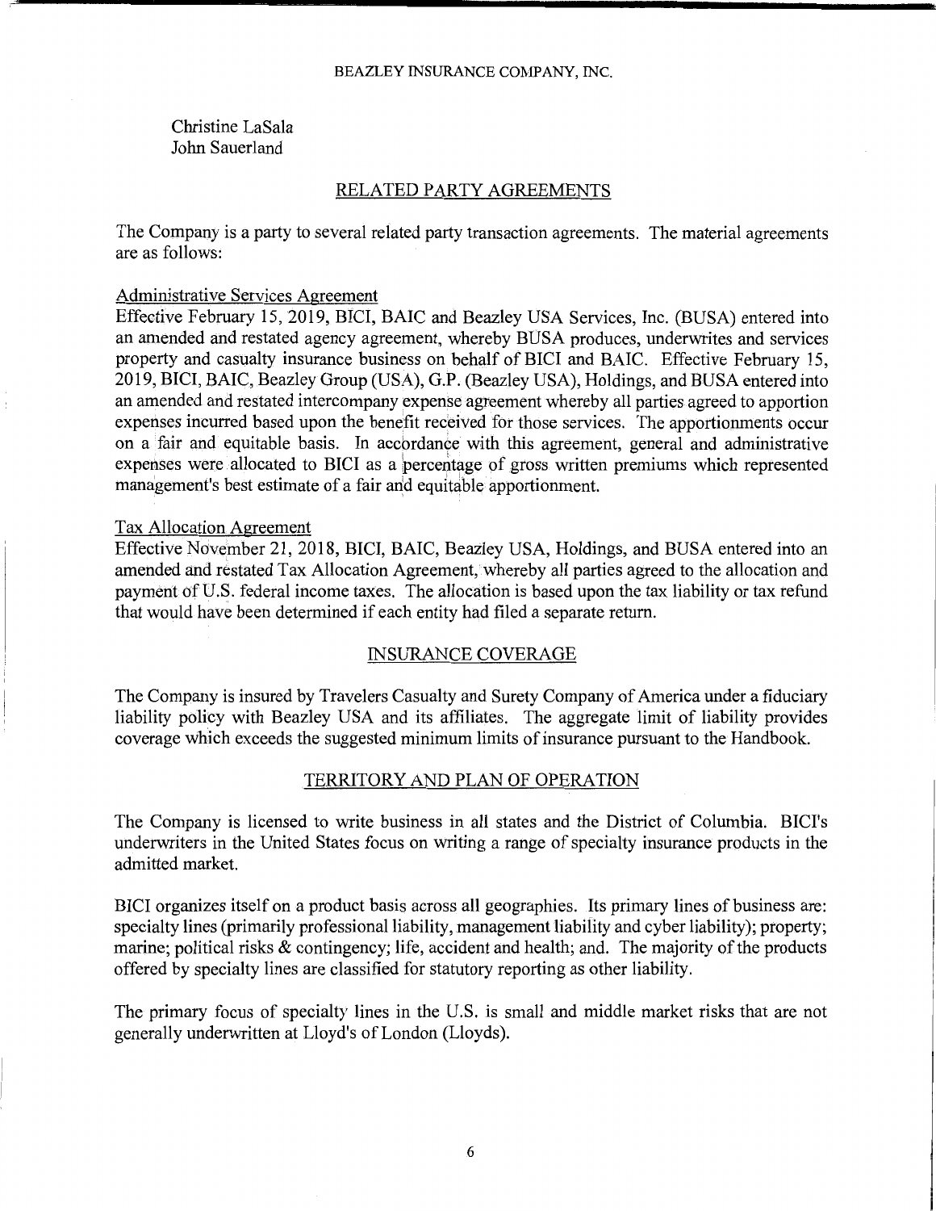Christine LaSala
John Sauerland

## RELATED PARTY AGREEMENTS

The Company is a party to several related party transaction agreements. The material agreements are as follows:

### Administrative Services Agreement

Effective February 15, 2019, BICI, BAIC and Beazley USA Services, Inc. (BUSA) entered into an amended and restated agency agreement, whereby BUSA produces, underwrites and services property and casualty insurance business on behalf of BICI and BAIC. Effective February 15, 2019, BICI, BAIC, Beazley Group (USA), G.P. (Beazley USA), Holdings, and BUSA entered into an amended and restated intercompany expense agreement whereby all parties agreed to apportion expenses incurred based upon the benefit received for those services. The apportionments occur on a fair and equitable basis. In accordance with this agreement, general and administrative expenses were allocated to BICI as a percentage of gross written premiums which represented management's best estimate of a fair and equitable apportionment.

### Tax Allocation Agreement

Effective November 21, 2018, BICI, BAIC, Beazley USA, Holdings, and BUSA entered into an amended and restated Tax Allocation Agreement, whereby all parties agreed to the allocation and payment of U.S. federal income taxes. The allocation is based upon the tax liability or tax refund that would have been determined if each entity had filed a separate return.

## INSURANCE COVERAGE

The Company is insured by Travelers Casualty and Surety Company of America under a fiduciary liability policy with Beazley USA and its affiliates. The aggregate limit of liability provides coverage which exceeds the suggested minimum limits of insurance pursuant to the Handbook.

## TERRITORY AND PLAN OF OPERATION

The Company is licensed to write business in all states and the District of Columbia. BICI's underwriters in the United States focus on writing a range of specialty insurance products in the admitted market.

BICI organizes itself on a product basis across all geographies. Its primary lines of business are: specialty lines (primarily professional liability, management liability and cyber liability); property; marine; political risks & contingency; life, accident and health; and. The majority of the products offered by specialty lines are classified for statutory reporting as other liability.

The primary focus of specialty lines in the U.S. is small and middle market risks that are not generally underwritten at Lloyd's of London (Lloyds).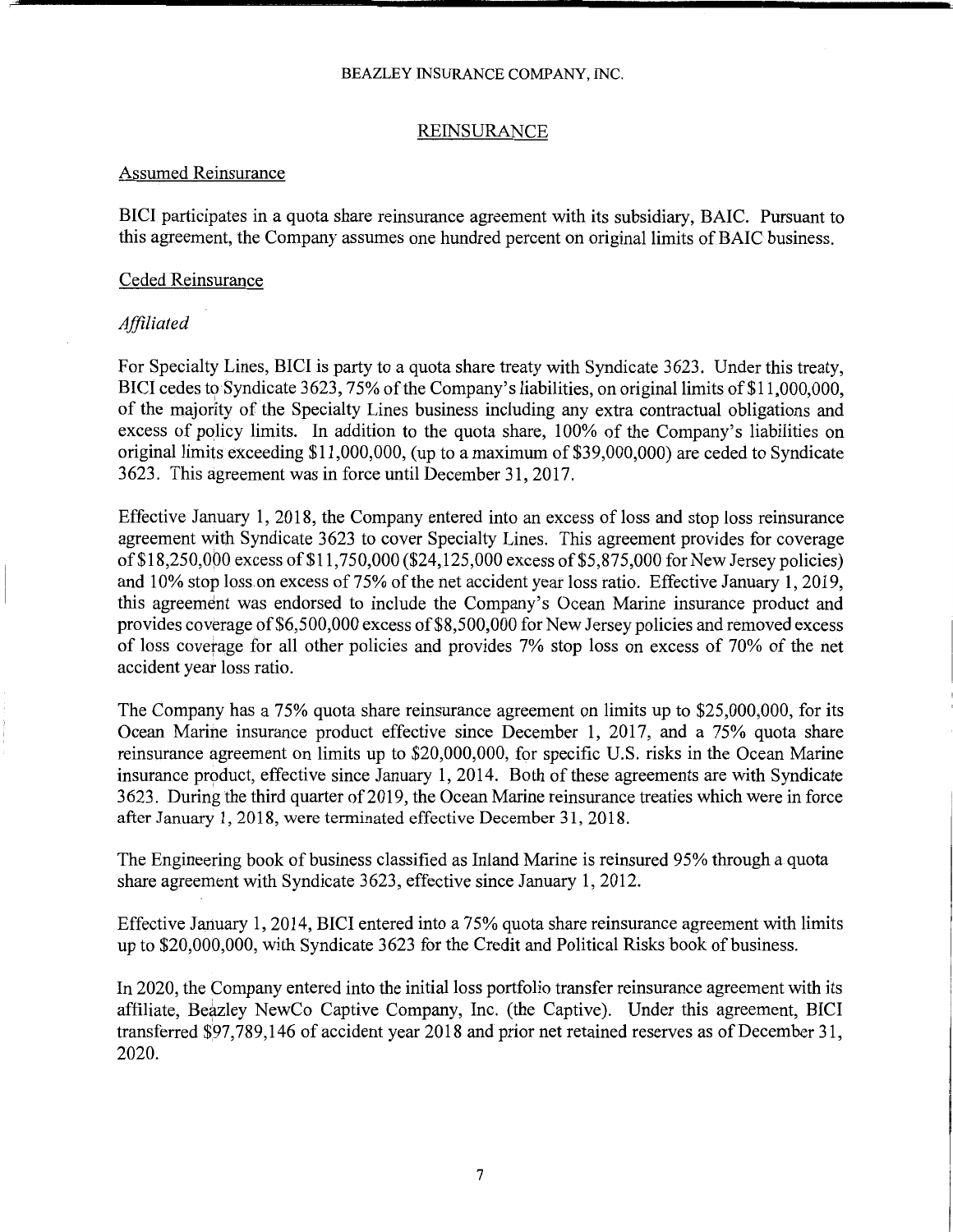## REINSURANCE

### Assumed Reinsurance

BICI participates in a quota share reinsurance agreement with its subsidiary, BAIC. Pursuant to this agreement, the Company assumes one hundred percent on original limits of BAIC business.

### Ceded Reinsurance

*Affiliated*

For Specialty Lines, BICI is party to a quota share treaty with Syndicate 3623. Under this treaty, BICI cedes to Syndicate 3623, 75% of the Company's liabilities, on original limits of $11,000,000, of the majority of the Specialty Lines business including any extra contractual obligations and excess of policy limits. In addition to the quota share, 100% of the Company's liabilities on original limits exceeding $11,000,000, (up to a maximum of $39,000,000) are ceded to Syndicate 3623. This agreement was in force until December 31, 2017.

Effective January 1, 2018, the Company entered into an excess of loss and stop loss reinsurance agreement with Syndicate 3623 to cover Specialty Lines. This agreement provides for coverage of $18,250,000 excess of $11,750,000 ($24,125,000 excess of $5,875,000 for New Jersey policies) and 10% stop loss on excess of 75% of the net accident year loss ratio. Effective January 1, 2019, this agreement was endorsed to include the Company's Ocean Marine insurance product and provides coverage of $6,500,000 excess of $8,500,000 for New Jersey policies and removed excess of loss coverage for all other policies and provides 7% stop loss on excess of 70% of the net accident year loss ratio.

The Company has a 75% quota share reinsurance agreement on limits up to $25,000,000, for its Ocean Marine insurance product effective since December 1, 2017, and a 75% quota share reinsurance agreement on limits up to $20,000,000, for specific U.S. risks in the Ocean Marine insurance product, effective since January 1, 2014. Both of these agreements are with Syndicate 3623. During the third quarter of 2019, the Ocean Marine reinsurance treaties which were in force after January 1, 2018, were terminated effective December 31, 2018.

The Engineering book of business classified as Inland Marine is reinsured 95% through a quota share agreement with Syndicate 3623, effective since January 1, 2012.

Effective January 1, 2014, BICI entered into a 75% quota share reinsurance agreement with limits up to $20,000,000, with Syndicate 3623 for the Credit and Political Risks book of business.

In 2020, the Company entered into the initial loss portfolio transfer reinsurance agreement with its affiliate, Beazley NewCo Captive Company, Inc. (the Captive). Under this agreement, BICI transferred $97,789,146 of accident year 2018 and prior net retained reserves as of December 31, 2020.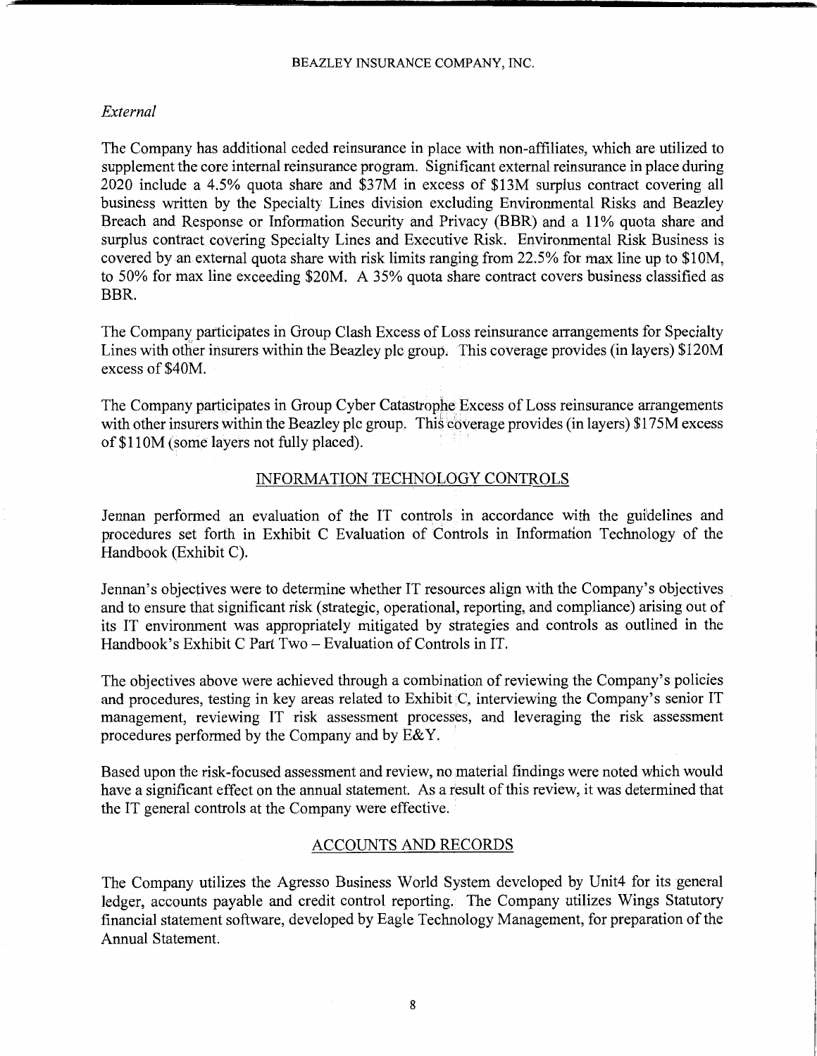*External*

The Company has additional ceded reinsurance in place with non-affiliates, which are utilized to supplement the core internal reinsurance program. Significant external reinsurance in place during 2020 include a 4.5% quota share and $37M in excess of $13M surplus contract covering all business written by the Specialty Lines division excluding Environmental Risks and Beazley Breach and Response or Information Security and Privacy (BBR) and a 11% quota share and surplus contract covering Specialty Lines and Executive Risk. Environmental Risk Business is covered by an external quota share with risk limits ranging from 22.5% for max line up to $10M, to 50% for max line exceeding $20M. A 35% quota share contract covers business classified as BBR.

The Company participates in Group Clash Excess of Loss reinsurance arrangements for Specialty Lines with other insurers within the Beazley plc group. This coverage provides (in layers) $120M excess of $40M.

The Company participates in Group Cyber Catastrophe Excess of Loss reinsurance arrangements with other insurers within the Beazley plc group. This coverage provides (in layers) $175M excess of $110M (some layers not fully placed).

## INFORMATION TECHNOLOGY CONTROLS

Jennan performed an evaluation of the IT controls in accordance with the guidelines and procedures set forth in Exhibit C Evaluation of Controls in Information Technology of the Handbook (Exhibit C).

Jennan's objectives were to determine whether IT resources align with the Company's objectives and to ensure that significant risk (strategic, operational, reporting, and compliance) arising out of its IT environment was appropriately mitigated by strategies and controls as outlined in the Handbook's Exhibit C Part Two – Evaluation of Controls in IT.

The objectives above were achieved through a combination of reviewing the Company's policies and procedures, testing in key areas related to Exhibit C, interviewing the Company's senior IT management, reviewing IT risk assessment processes, and leveraging the risk assessment procedures performed by the Company and by E&Y.

Based upon the risk-focused assessment and review, no material findings were noted which would have a significant effect on the annual statement. As a result of this review, it was determined that the IT general controls at the Company were effective.

## ACCOUNTS AND RECORDS

The Company utilizes the Agresso Business World System developed by Unit4 for its general ledger, accounts payable and credit control reporting. The Company utilizes Wings Statutory financial statement software, developed by Eagle Technology Management, for preparation of the Annual Statement.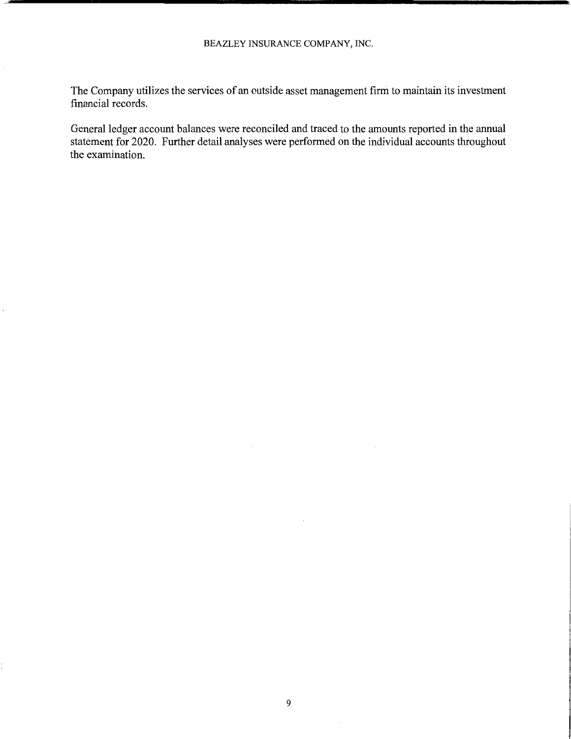The Company utilizes the services of an outside asset management firm to maintain its investment financial records.

General ledger account balances were reconciled and traced to the amounts reported in the annual statement for 2020. Further detail analyses were performed on the individual accounts throughout the examination.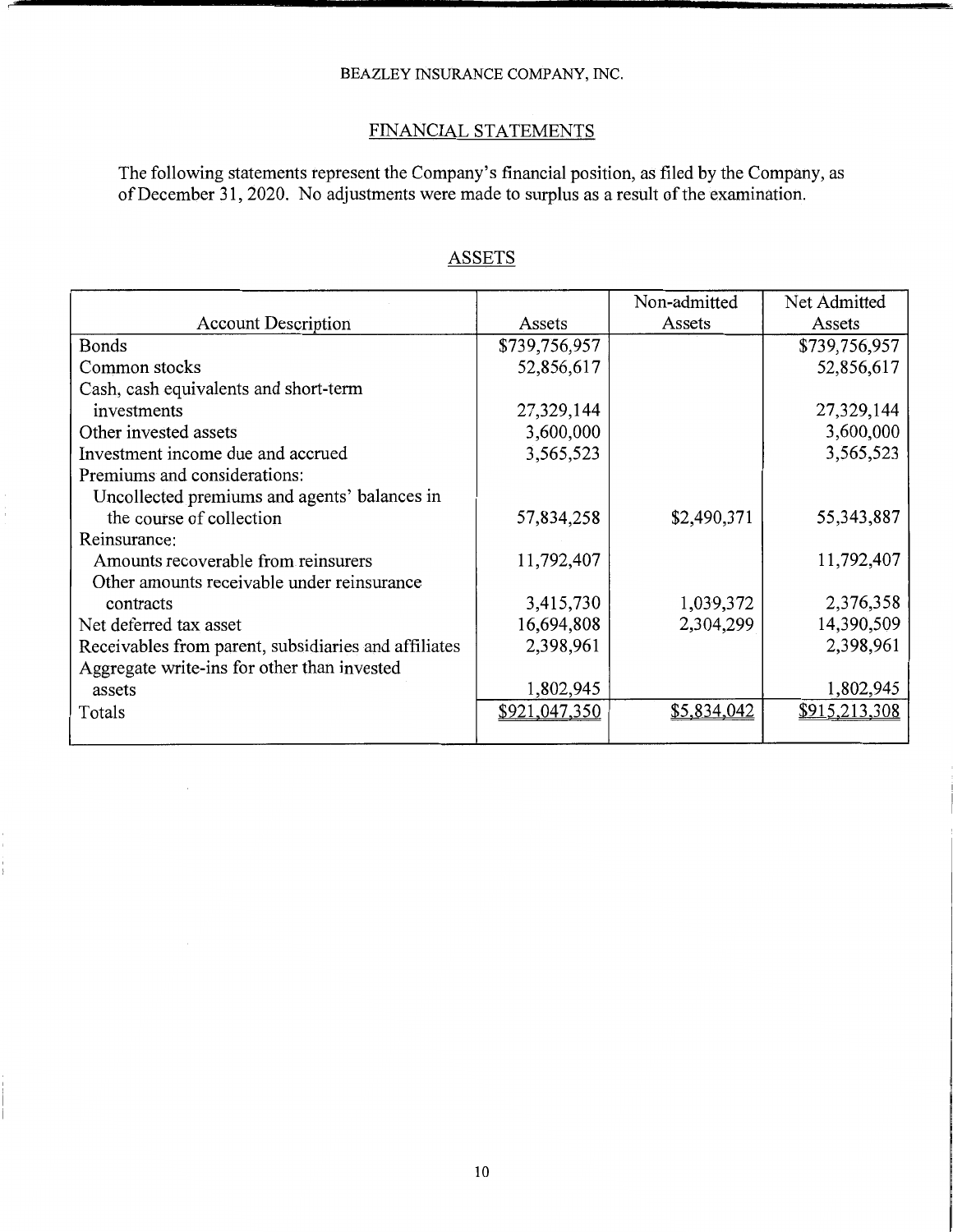BEAZLEY INSURANCE COMPANY, INC.

## FINANCIAL STATEMENTS

The following statements represent the Company's financial position, as filed by the Company, as of December 31, 2020. No adjustments were made to surplus as a result of the examination.

### ASSETS

| Account Description | Assets | Non-admitted Assets | Net Admitted Assets |
|---|---|---|---|
| Bonds | $739,756,957 | | $739,756,957 |
| Common stocks | 52,856,617 | | 52,856,617 |
| Cash, cash equivalents and short-term investments | 27,329,144 | | 27,329,144 |
| Other invested assets | 3,600,000 | | 3,600,000 |
| Investment income due and accrued | 3,565,523 | | 3,565,523 |
| Premiums and considerations: | | | |
| Uncollected premiums and agents' balances in the course of collection | 57,834,258 | $2,490,371 | 55,343,887 |
| Reinsurance: | | | |
| Amounts recoverable from reinsurers | 11,792,407 | | 11,792,407 |
| Other amounts receivable under reinsurance contracts | 3,415,730 | 1,039,372 | 2,376,358 |
| Net deferred tax asset | 16,694,808 | 2,304,299 | 14,390,509 |
| Receivables from parent, subsidiaries and affiliates | 2,398,961 | | 2,398,961 |
| Aggregate write-ins for other than invested assets | 1,802,945 | | 1,802,945 |
| Totals | $921,047,350 | $5,834,042 | $915,213,308 |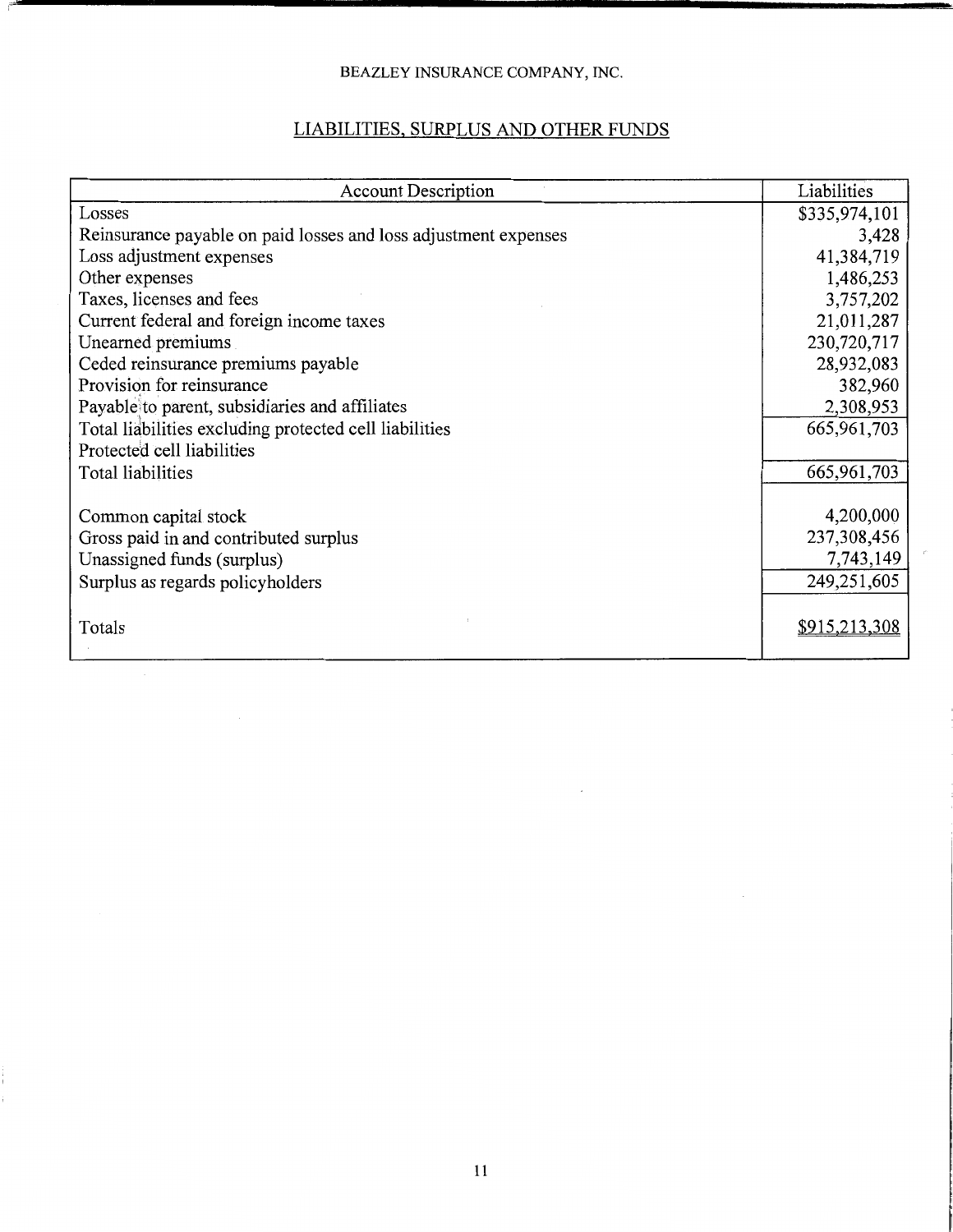BEAZLEY INSURANCE COMPANY, INC.

## LIABILITIES, SURPLUS AND OTHER FUNDS

| Account Description | Liabilities |
|---|---|
| Losses | $335,974,101 |
| Reinsurance payable on paid losses and loss adjustment expenses | 3,428 |
| Loss adjustment expenses | 41,384,719 |
| Other expenses | 1,486,253 |
| Taxes, licenses and fees | 3,757,202 |
| Current federal and foreign income taxes | 21,011,287 |
| Unearned premiums | 230,720,717 |
| Ceded reinsurance premiums payable | 28,932,083 |
| Provision for reinsurance | 382,960 |
| Payable to parent, subsidiaries and affiliates | 2,308,953 |
| Total liabilities excluding protected cell liabilities | 665,961,703 |
| Protected cell liabilities | |
| Total liabilities | 665,961,703 |
| | |
| Common capital stock | 4,200,000 |
| Gross paid in and contributed surplus | 237,308,456 |
| Unassigned funds (surplus) | 7,743,149 |
| Surplus as regards policyholders | 249,251,605 |
| | |
| Totals | $915,213,308 |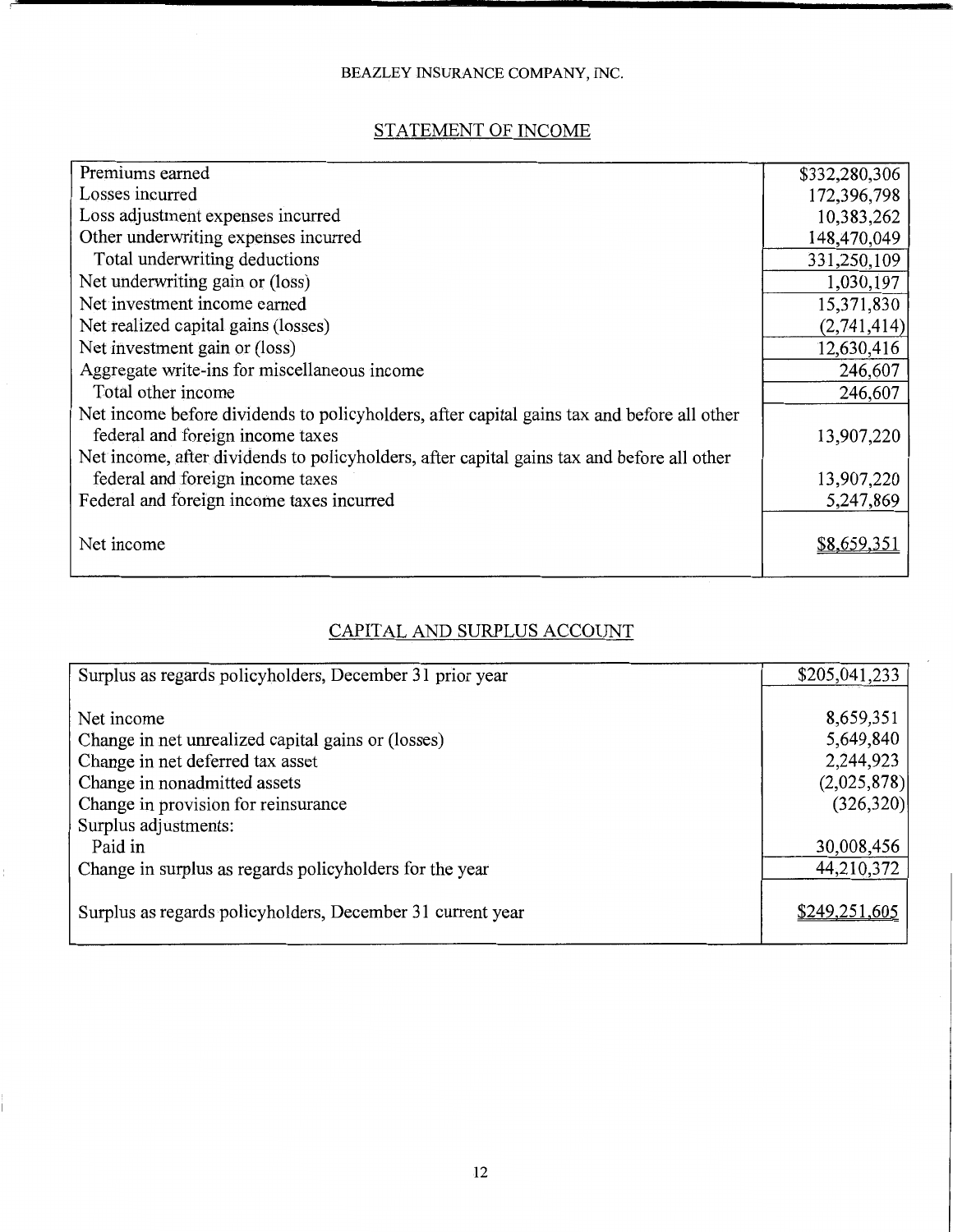BEAZLEY INSURANCE COMPANY, INC.

## STATEMENT OF INCOME

| | |
|---|---|
| Premiums earned | $332,280,306 |
| Losses incurred | 172,396,798 |
| Loss adjustment expenses incurred | 10,383,262 |
| Other underwriting expenses incurred | 148,470,049 |
| Total underwriting deductions | 331,250,109 |
| Net underwriting gain or (loss) | 1,030,197 |
| Net investment income earned | 15,371,830 |
| Net realized capital gains (losses) | (2,741,414) |
| Net investment gain or (loss) | 12,630,416 |
| Aggregate write-ins for miscellaneous income | 246,607 |
| Total other income | 246,607 |
| Net income before dividends to policyholders, after capital gains tax and before all other federal and foreign income taxes | 13,907,220 |
| Net income, after dividends to policyholders, after capital gains tax and before all other federal and foreign income taxes | 13,907,220 |
| Federal and foreign income taxes incurred | 5,247,869 |
| Net income | $8,659,351 |

## CAPITAL AND SURPLUS ACCOUNT

| | |
|---|---|
| Surplus as regards policyholders, December 31 prior year | $205,041,233 |
| Net income | 8,659,351 |
| Change in net unrealized capital gains or (losses) | 5,649,840 |
| Change in net deferred tax asset | 2,244,923 |
| Change in nonadmitted assets | (2,025,878) |
| Change in provision for reinsurance | (326,320) |
| Surplus adjustments: | |
| Paid in | 30,008,456 |
| Change in surplus as regards policyholders for the year | 44,210,372 |
| Surplus as regards policyholders, December 31 current year | $249,251,605 |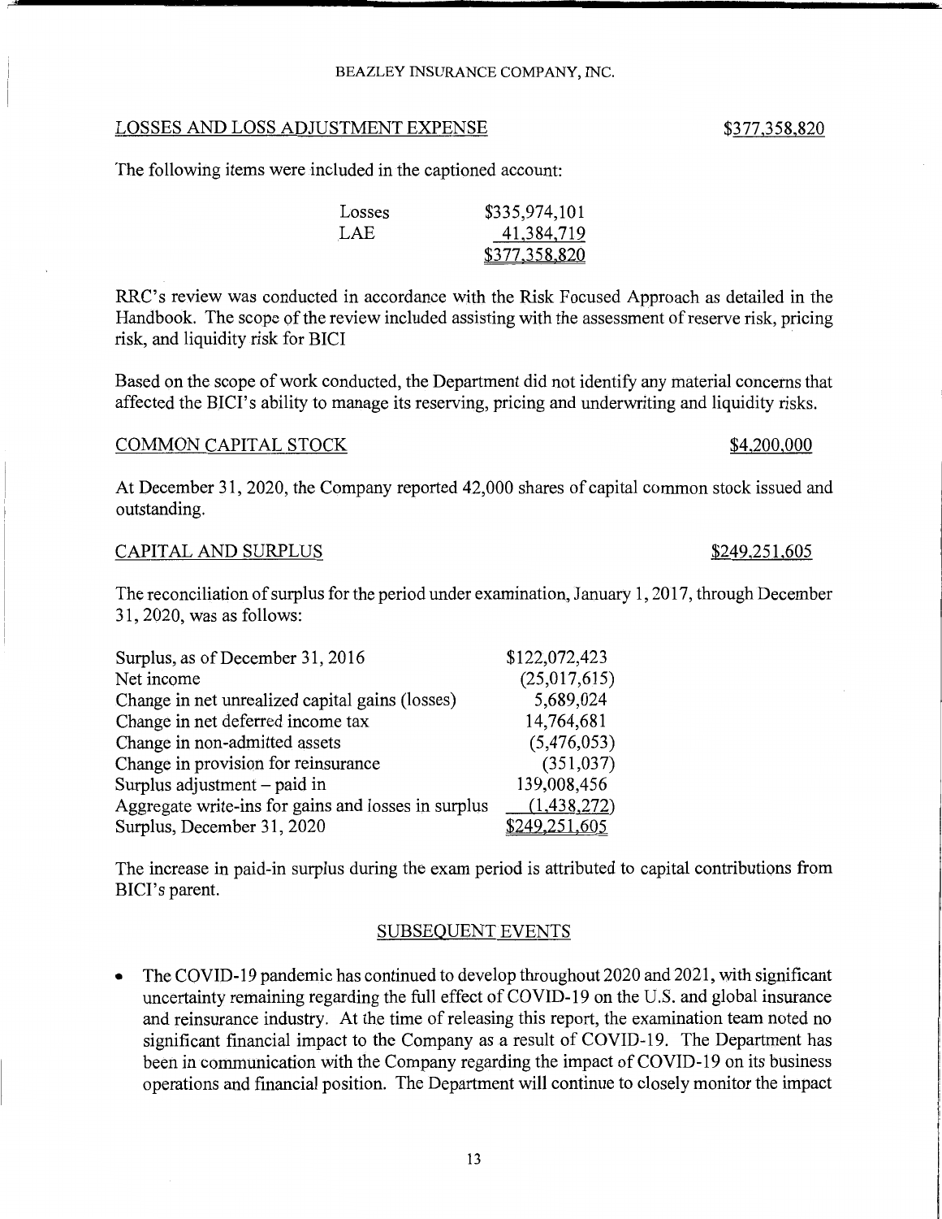LOSSES AND LOSS ADJUSTMENT EXPENSE $377,358,820

The following items were included in the captioned account:

| | |
|---|---|
| Losses | $335,974,101 |
| LAE | 41,384,719 |
| | $377,358,820 |

RRC's review was conducted in accordance with the Risk Focused Approach as detailed in the Handbook. The scope of the review included assisting with the assessment of reserve risk, pricing risk, and liquidity risk for BICI

Based on the scope of work conducted, the Department did not identify any material concerns that affected the BICI's ability to manage its reserving, pricing and underwriting and liquidity risks.

COMMON CAPITAL STOCK $4,200,000

At December 31, 2020, the Company reported 42,000 shares of capital common stock issued and outstanding.

CAPITAL AND SURPLUS $249,251,605

The reconciliation of surplus for the period under examination, January 1, 2017, through December 31, 2020, was as follows:

| | |
|---|---|
| Surplus, as of December 31, 2016 | $122,072,423 |
| Net income | (25,017,615) |
| Change in net unrealized capital gains (losses) | 5,689,024 |
| Change in net deferred income tax | 14,764,681 |
| Change in non-admitted assets | (5,476,053) |
| Change in provision for reinsurance | (351,037) |
| Surplus adjustment – paid in | 139,008,456 |
| Aggregate write-ins for gains and losses in surplus | (1,438,272) |
| Surplus, December 31, 2020 | $249,251,605 |

The increase in paid-in surplus during the exam period is attributed to capital contributions from BICI's parent.

## SUBSEQUENT EVENTS

- The COVID-19 pandemic has continued to develop throughout 2020 and 2021, with significant uncertainty remaining regarding the full effect of COVID-19 on the U.S. and global insurance and reinsurance industry. At the time of releasing this report, the examination team noted no significant financial impact to the Company as a result of COVID-19. The Department has been in communication with the Company regarding the impact of COVID-19 on its business operations and financial position. The Department will continue to closely monitor the impact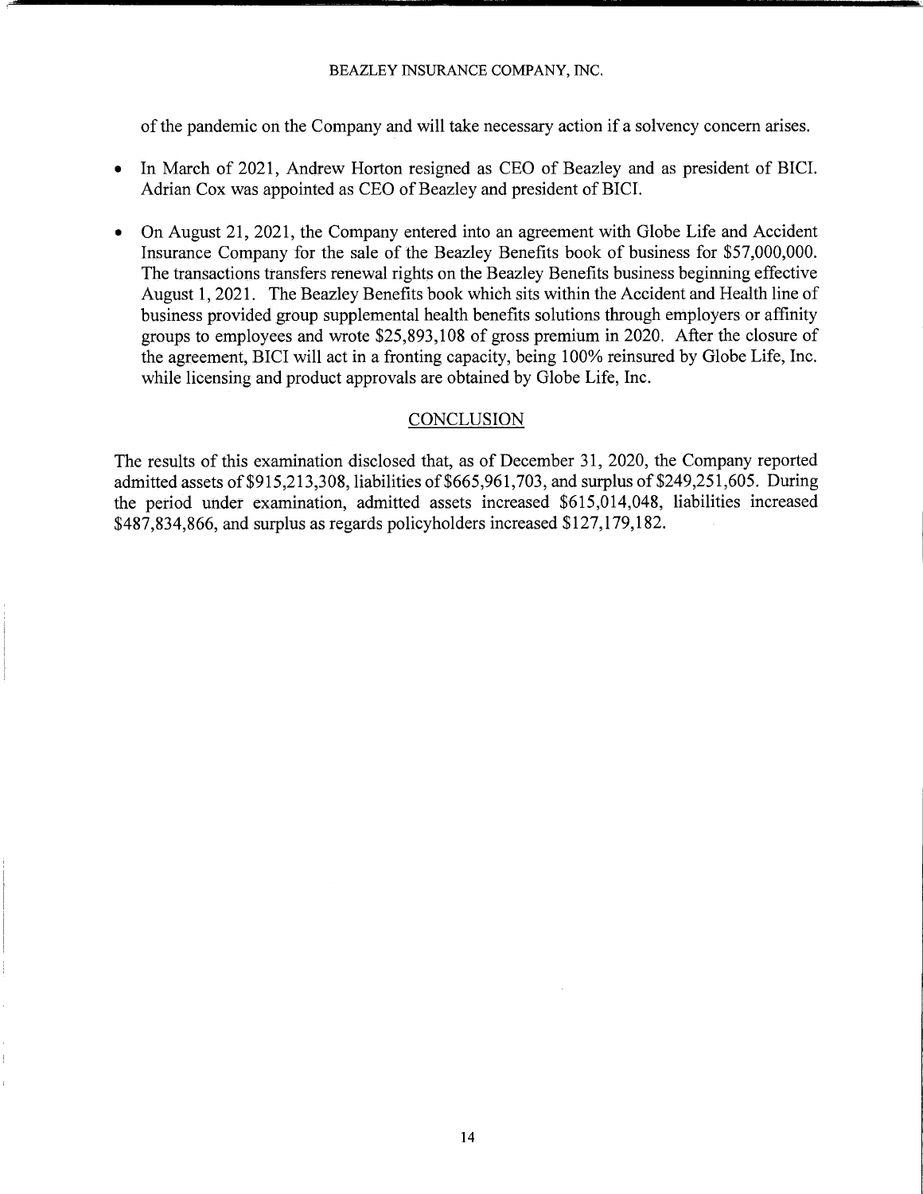of the pandemic on the Company and will take necessary action if a solvency concern arises.

- In March of 2021, Andrew Horton resigned as CEO of Beazley and as president of BICI. Adrian Cox was appointed as CEO of Beazley and president of BICI.
- On August 21, 2021, the Company entered into an agreement with Globe Life and Accident Insurance Company for the sale of the Beazley Benefits book of business for $57,000,000. The transactions transfers renewal rights on the Beazley Benefits business beginning effective August 1, 2021. The Beazley Benefits book which sits within the Accident and Health line of business provided group supplemental health benefits solutions through employers or affinity groups to employees and wrote $25,893,108 of gross premium in 2020. After the closure of the agreement, BICI will act in a fronting capacity, being 100% reinsured by Globe Life, Inc. while licensing and product approvals are obtained by Globe Life, Inc.

## CONCLUSION

The results of this examination disclosed that, as of December 31, 2020, the Company reported admitted assets of $915,213,308, liabilities of $665,961,703, and surplus of $249,251,605. During the period under examination, admitted assets increased $615,014,048, liabilities increased $487,834,866, and surplus as regards policyholders increased $127,179,182.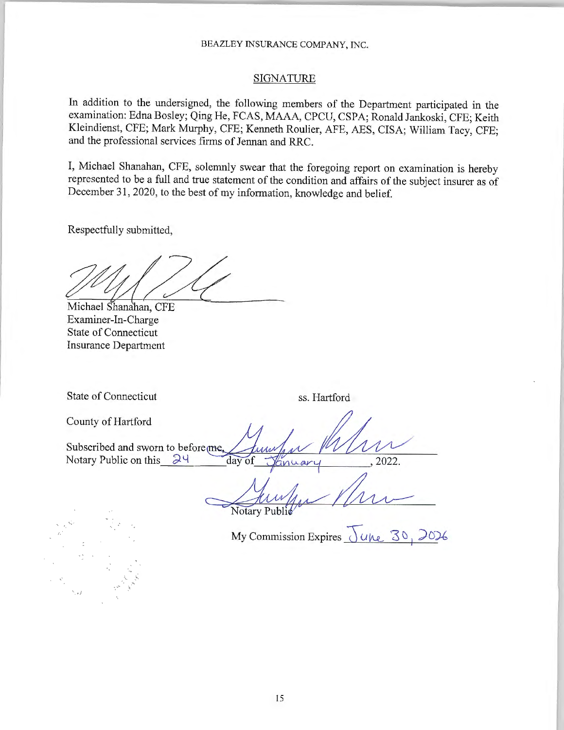BEAZLEY INSURANCE COMPANY, INC.

## SIGNATURE

In addition to the undersigned, the following members of the Department participated in the examination: Edna Bosley; Qing He, FCAS, MAAA, CPCU, CSPA; Ronald Jankoski, CFE; Keith Kleindienst, CFE; Mark Murphy, CFE; Kenneth Roulier, AFE, AES, CISA; William Tacy, CFE; and the professional services firms of Jennan and RRC.

I, Michael Shanahan, CFE, solemnly swear that the foregoing report on examination is hereby represented to be a full and true statement of the condition and affairs of the subject insurer as of December 31, 2020, to the best of my information, knowledge and belief.

Respectfully submitted,

Michael Shanahan, CFE
Examiner-In-Charge
State of Connecticut
Insurance Department

State of Connecticut ss. Hartford

County of Hartford

Subscribed and sworn to before me, ______________________
Notary Public on this 24 day of January, 2022.

Notary Public

My Commission Expires June 30, 2026